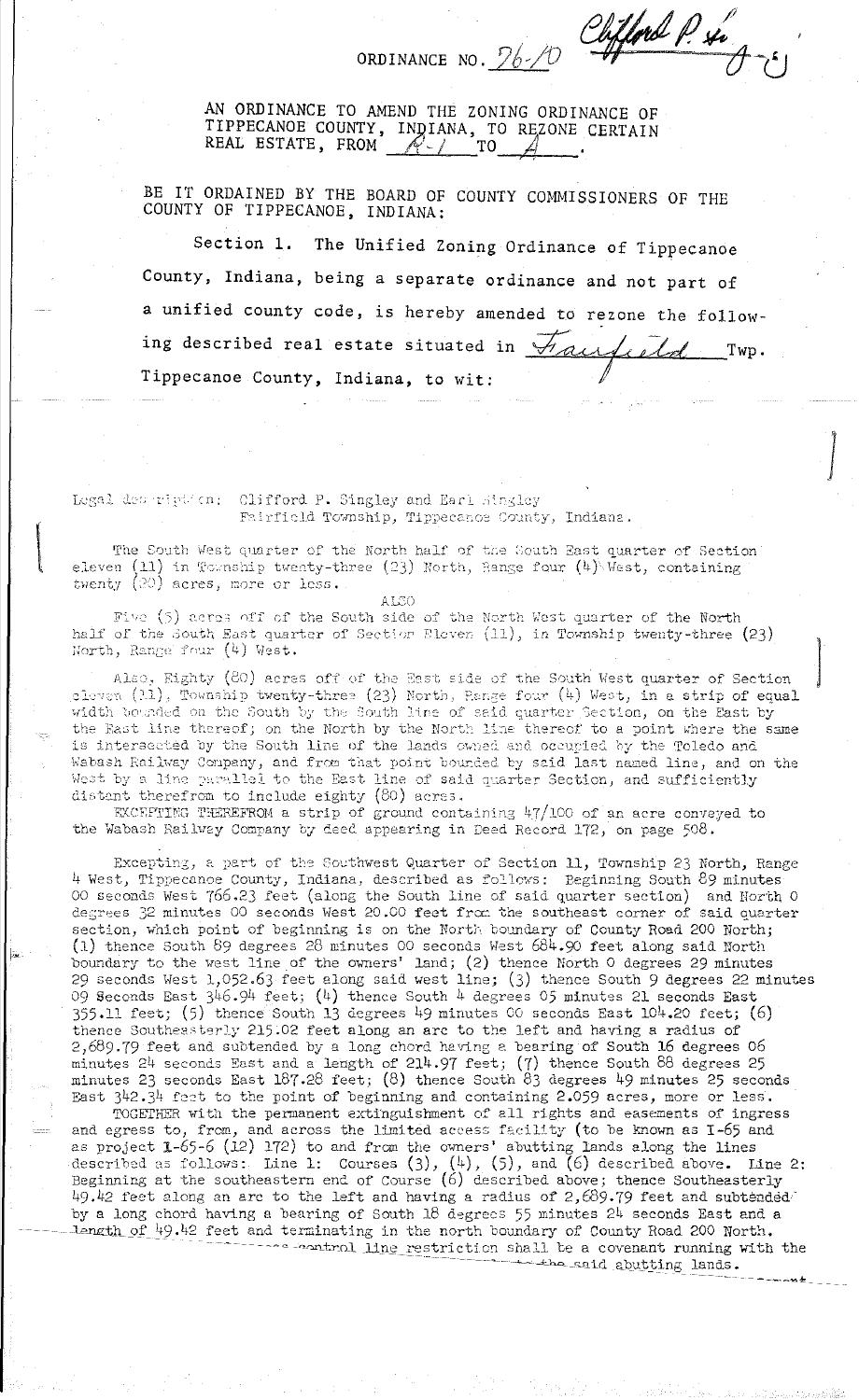ORDINANCE NO. 76-10 Clifford P. Si...

AN ORDINANCE TO AMEND THE ZONING ORDINANCE OF TIPPECANOE COUNTY, INDIANA, TO REZONE CERTAIN REAL ESTATE, FROM R-1 TO A.

BE IT ORDAINED BY THE BOARD OF COUNTY COMMISSIONERS OF THE COUNTY OF TIPPECANOE, INDIANA:

Section 1. The Unified Zoning Ordinance of Tippecanoe County, Indiana, being a separate ordinance and not part of a unified county code, is hereby amended to rezone the following described real estate situated in Fairfield Twp. Tippecanoe County, Indiana, to wit:

Legal description: Clifford P. Singley and Earl Singley
Fairfield Township, Tippecanoe County, Indiana.

The South West quarter of the North half of the South East quarter of Section eleven (11) in Township twenty-three (23) North, Range four (4) West, containing twenty (20) acres, more or less.

ALSO

Five (5) acres off of the South side of the North West quarter of the North half of the South East quarter of Section Eleven (11), in Township twenty-three (23) North, Range four (4) West.

Also, Eighty (80) acres off of the East side of the South West quarter of Section eleven (11), Township twenty-three (23) North, Range four (4) West, in a strip of equal width bounded on the South by the South line of said quarter Section, on the East by the East line thereof; on the North by the North line thereof to a point where the same is intersected by the South line of the lands owned and occupied by the Toledo and Wabash Railway Company, and from that point bounded by said last named line, and on the West by a line parallel to the East line of said quarter Section, and sufficiently distant therefrom to include eighty (80) acres.

EXCEPTING THEREFROM a strip of ground containing 47/100 of an acre conveyed to the Wabash Railway Company by deed appearing in Deed Record 172, on page 508.

Excepting, a part of the Southwest Quarter of Section 11, Township 23 North, Range 4 West, Tippecanoe County, Indiana, described as follows: Beginning South 89 minutes 00 seconds West 766.23 feet (along the South line of said quarter section) and North 0 degrees 32 minutes 00 seconds West 20.00 feet from the southeast corner of said quarter section, which point of beginning is on the North boundary of County Road 200 North; (1) thence South 89 degrees 28 minutes 00 seconds West 684.90 feet along said North boundary to the west line of the owners' land; (2) thence North 0 degrees 29 minutes 29 seconds West 1,052.63 feet along said west line; (3) thence South 9 degrees 22 minutes 09 Seconds East 346.94 feet; (4) thence South 4 degrees 05 minutes 21 seconds East 355.11 feet; (5) thence South 13 degrees 49 minutes 00 seconds East 104.20 feet; (6) thence Southeasterly 215.02 feet along an arc to the left and having a radius of 2,689.79 feet and subtended by a long chord having a bearing of South 16 degrees 06 minutes 24 seconds East and a length of 214.97 feet; (7) thence South 88 degrees 25 minutes 23 seconds East 187.28 feet; (8) thence South 83 degrees 49 minutes 25 seconds East 342.34 feet to the point of beginning and containing 2.059 acres, more or less.

TOGETHER with the permanent extinguishment of all rights and easements of ingress and egress to, from, and across the limited access facility (to be known as I-65 and as project I-65-6 (12) 172) to and from the owners' abutting lands along the lines described as follows: Line 1: Courses (3), (4), (5), and (6) described above. Line 2: Beginning at the southeastern end of Course (6) described above; thence Southeasterly 49.42 feet along an arc to the left and having a radius of 2,689.79 feet and subtended by a long chord having a bearing of South 18 degrees 55 minutes 24 seconds East and a length of 49.42 feet and terminating in the north boundary of County Road 200 North. ... control line restriction shall be a covenant running with the ... the said abutting lands.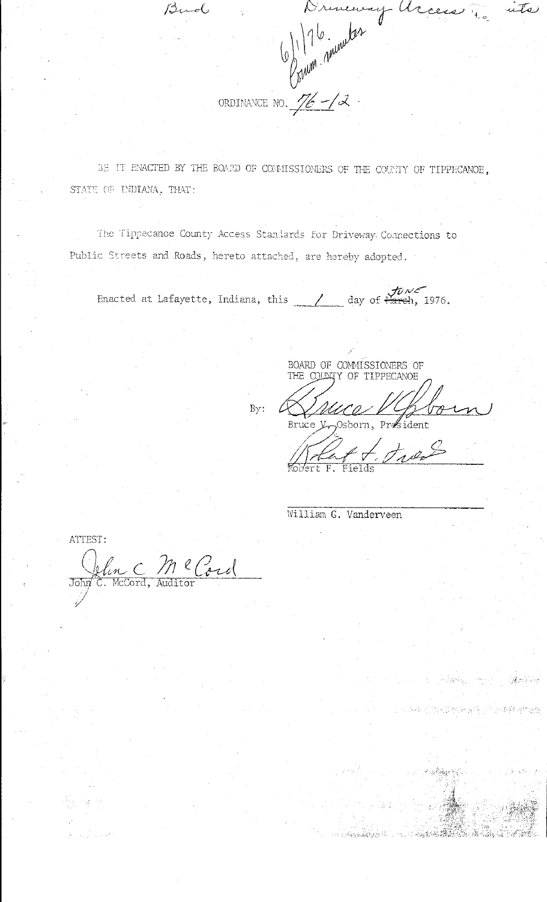Bud

Driveway Access to

6/1/76. Comm. minutes

ORDINANCE NO. 76-12

BE IT ENACTED BY THE BOARD OF COMMISSIONERS OF THE COUNTY OF TIPPECANOE, STATE OF INDIANA, THAT:

The Tippecanoe County Access Standards for Driveway Connections to Public Streets and Roads, hereto attached, are hereby adopted.

Enacted at Lafayette, Indiana, this 1 day of ~~March~~ JUNE, 1976.

BOARD OF COMMISSIONERS OF THE COUNTY OF TIPPECANOE

By: Bruce V. Osborn

Bruce V. Osborn, President

Robert F. Fields

Robert F. Fields

William G. Vanderveen

ATTEST:

John C. McCord

John C. McCord, Auditor